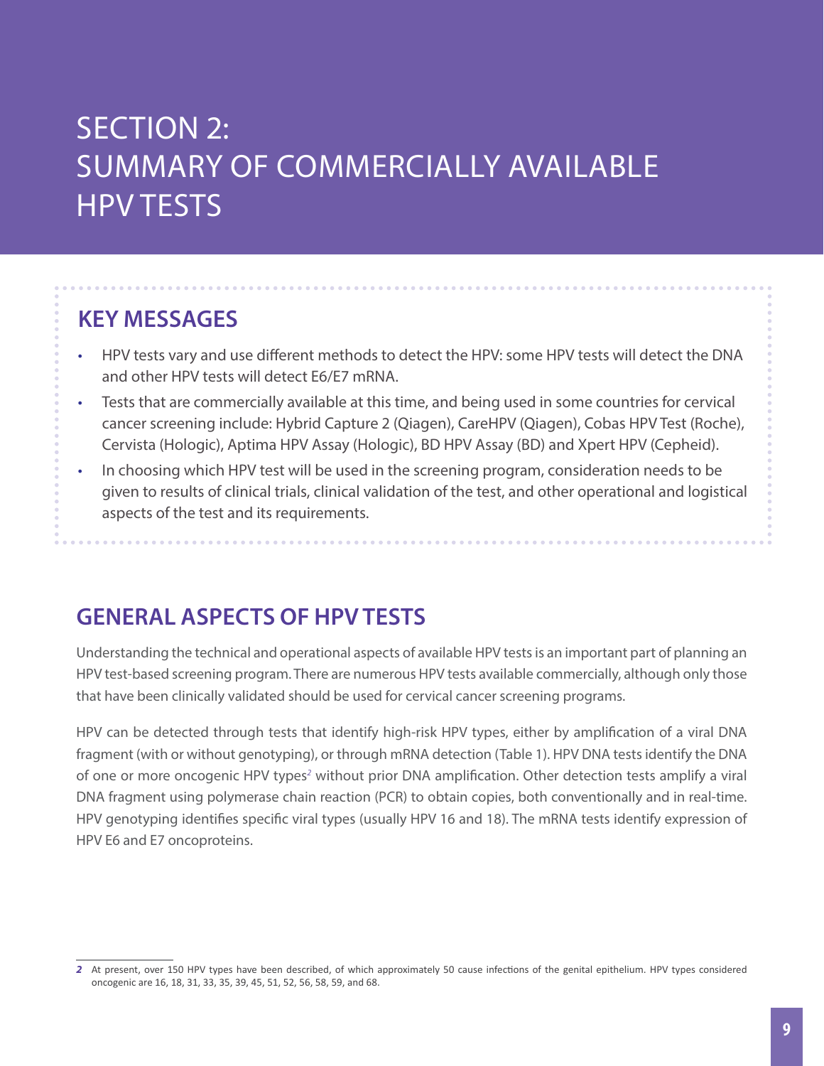# SECTION 2: SUMMARY OF COMMERCIALLY AVAILABLE HPV TESTS

## KEY MESSAGES

- HPV tests vary and use different methods to detect the HPV: some HPV tests will detect the DNA and other HPV tests will detect E6/E7 mRNA.
- Tests that are commercially available at this time, and being used in some countries for cervical cancer screening include: Hybrid Capture 2 (Qiagen), CareHPV (Qiagen), Cobas HPV Test (Roche), Cervista (Hologic), Aptima HPV Assay (Hologic), BD HPV Assay (BD) and Xpert HPV (Cepheid).
- In choosing which HPV test will be used in the screening program, consideration needs to be given to results of clinical trials, clinical validation of the test, and other operational and logistical aspects of the test and its requirements.

## GENERAL ASPECTS OF HPV TESTS

Understanding the technical and operational aspects of available HPV tests is an important part of planning an HPV test-based screening program. There are numerous HPV tests available commercially, although only those that have been clinically validated should be used for cervical cancer screening programs.

HPV can be detected through tests that identify high-risk HPV types, either by amplification of a viral DNA fragment (with or without genotyping), or through mRNA detection (Table 1). HPV DNA tests identify the DNA of one or more oncogenic HPV types[2] without prior DNA amplification. Other detection tests amplify a viral DNA fragment using polymerase chain reaction (PCR) to obtain copies, both conventionally and in real-time. HPV genotyping identifies specific viral types (usually HPV 16 and 18). The mRNA tests identify expression of HPV E6 and E7 oncoproteins.

[2] At present, over 150 HPV types have been described, of which approximately 50 cause infections of the genital epithelium. HPV types considered oncogenic are 16, 18, 31, 33, 35, 39, 45, 51, 52, 56, 58, 59, and 68.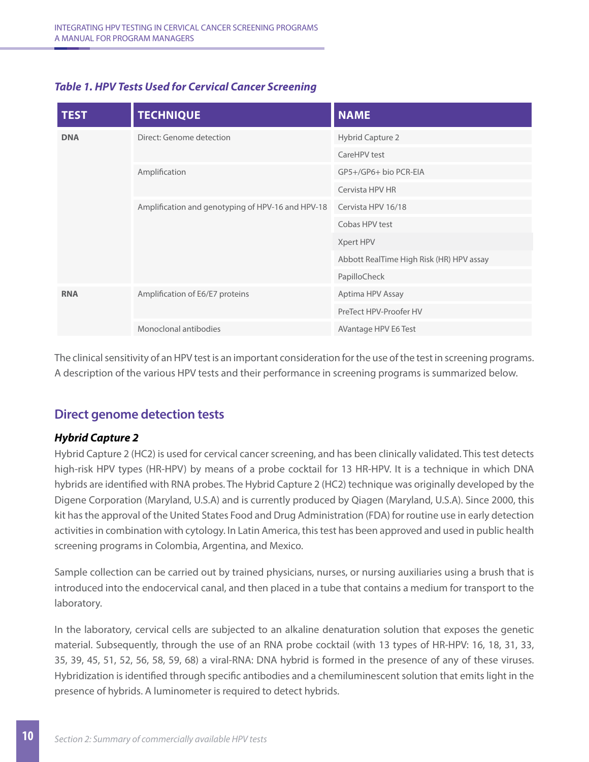***Table 1. HPV Tests Used for Cervical Cancer Screening***

| TEST | TECHNIQUE | NAME |
| --- | --- | --- |
| **DNA** | Direct: Genome detection | Hybrid Capture 2 |
| | | CareHPV test |
| | Amplification | GP5+/GP6+ bio PCR-EIA |
| | | Cervista HPV HR |
| | Amplification and genotyping of HPV-16 and HPV-18 | Cervista HPV 16/18 |
| | | Cobas HPV test |
| | | Xpert HPV |
| | | Abbott RealTime High Risk (HR) HPV assay |
| | | PapilloCheck |
| **RNA** | Amplification of E6/E7 proteins | Aptima HPV Assay |
| | | PreTect HPV-Proofer HV |
| | Monoclonal antibodies | AVantage HPV E6 Test |

The clinical sensitivity of an HPV test is an important consideration for the use of the test in screening programs. A description of the various HPV tests and their performance in screening programs is summarized below.

## Direct genome detection tests

### *Hybrid Capture 2*

Hybrid Capture 2 (HC2) is used for cervical cancer screening, and has been clinically validated. This test detects high-risk HPV types (HR-HPV) by means of a probe cocktail for 13 HR-HPV. It is a technique in which DNA hybrids are identified with RNA probes. The Hybrid Capture 2 (HC2) technique was originally developed by the Digene Corporation (Maryland, U.S.A) and is currently produced by Qiagen (Maryland, U.S.A). Since 2000, this kit has the approval of the United States Food and Drug Administration (FDA) for routine use in early detection activities in combination with cytology. In Latin America, this test has been approved and used in public health screening programs in Colombia, Argentina, and Mexico.

Sample collection can be carried out by trained physicians, nurses, or nursing auxiliaries using a brush that is introduced into the endocervical canal, and then placed in a tube that contains a medium for transport to the laboratory.

In the laboratory, cervical cells are subjected to an alkaline denaturation solution that exposes the genetic material. Subsequently, through the use of an RNA probe cocktail (with 13 types of HR-HPV: 16, 18, 31, 33, 35, 39, 45, 51, 52, 56, 58, 59, 68) a viral-RNA: DNA hybrid is formed in the presence of any of these viruses. Hybridization is identified through specific antibodies and a chemiluminescent solution that emits light in the presence of hybrids. A luminometer is required to detect hybrids.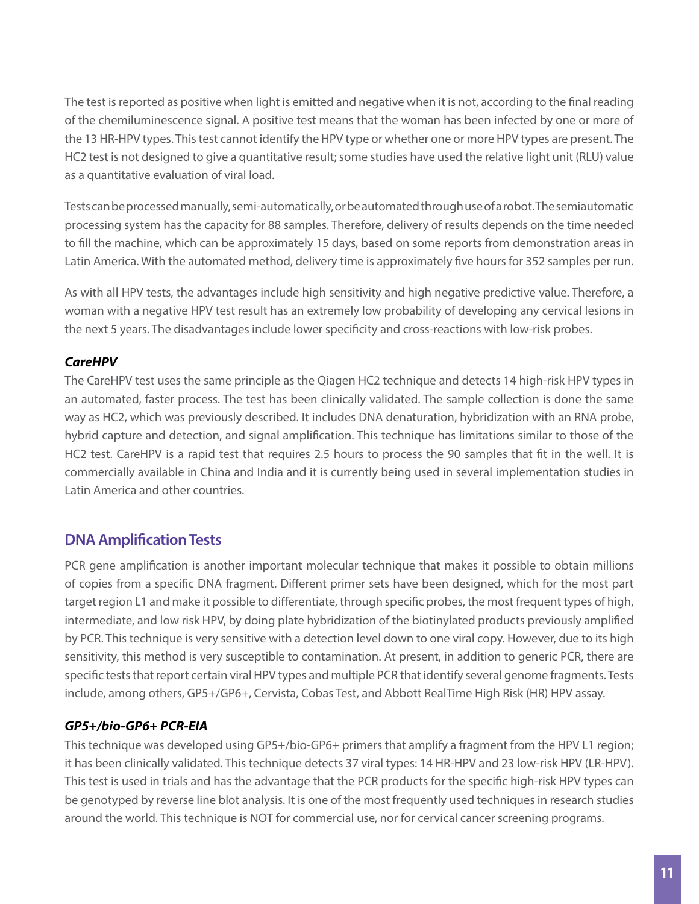The test is reported as positive when light is emitted and negative when it is not, according to the final reading of the chemiluminescence signal. A positive test means that the woman has been infected by one or more of the 13 HR-HPV types. This test cannot identify the HPV type or whether one or more HPV types are present. The HC2 test is not designed to give a quantitative result; some studies have used the relative light unit (RLU) value as a quantitative evaluation of viral load.

Tests can be processed manually, semi-automatically, or be automated through use of a robot. The semiautomatic processing system has the capacity for 88 samples. Therefore, delivery of results depends on the time needed to fill the machine, which can be approximately 15 days, based on some reports from demonstration areas in Latin America. With the automated method, delivery time is approximately five hours for 352 samples per run.

As with all HPV tests, the advantages include high sensitivity and high negative predictive value. Therefore, a woman with a negative HPV test result has an extremely low probability of developing any cervical lesions in the next 5 years. The disadvantages include lower specificity and cross-reactions with low-risk probes.

#### *CareHPV*

The CareHPV test uses the same principle as the Qiagen HC2 technique and detects 14 high-risk HPV types in an automated, faster process. The test has been clinically validated. The sample collection is done the same way as HC2, which was previously described. It includes DNA denaturation, hybridization with an RNA probe, hybrid capture and detection, and signal amplification. This technique has limitations similar to those of the HC2 test. CareHPV is a rapid test that requires 2.5 hours to process the 90 samples that fit in the well. It is commercially available in China and India and it is currently being used in several implementation studies in Latin America and other countries.

### DNA Amplification Tests

PCR gene amplification is another important molecular technique that makes it possible to obtain millions of copies from a specific DNA fragment. Different primer sets have been designed, which for the most part target region L1 and make it possible to differentiate, through specific probes, the most frequent types of high, intermediate, and low risk HPV, by doing plate hybridization of the biotinylated products previously amplified by PCR. This technique is very sensitive with a detection level down to one viral copy. However, due to its high sensitivity, this method is very susceptible to contamination. At present, in addition to generic PCR, there are specific tests that report certain viral HPV types and multiple PCR that identify several genome fragments. Tests include, among others, GP5+/GP6+, Cervista, Cobas Test, and Abbott RealTime High Risk (HR) HPV assay.

#### *GP5+/bio-GP6+ PCR-EIA*

This technique was developed using GP5+/bio-GP6+ primers that amplify a fragment from the HPV L1 region; it has been clinically validated. This technique detects 37 viral types: 14 HR-HPV and 23 low-risk HPV (LR-HPV). This test is used in trials and has the advantage that the PCR products for the specific high-risk HPV types can be genotyped by reverse line blot analysis. It is one of the most frequently used techniques in research studies around the world. This technique is NOT for commercial use, nor for cervical cancer screening programs.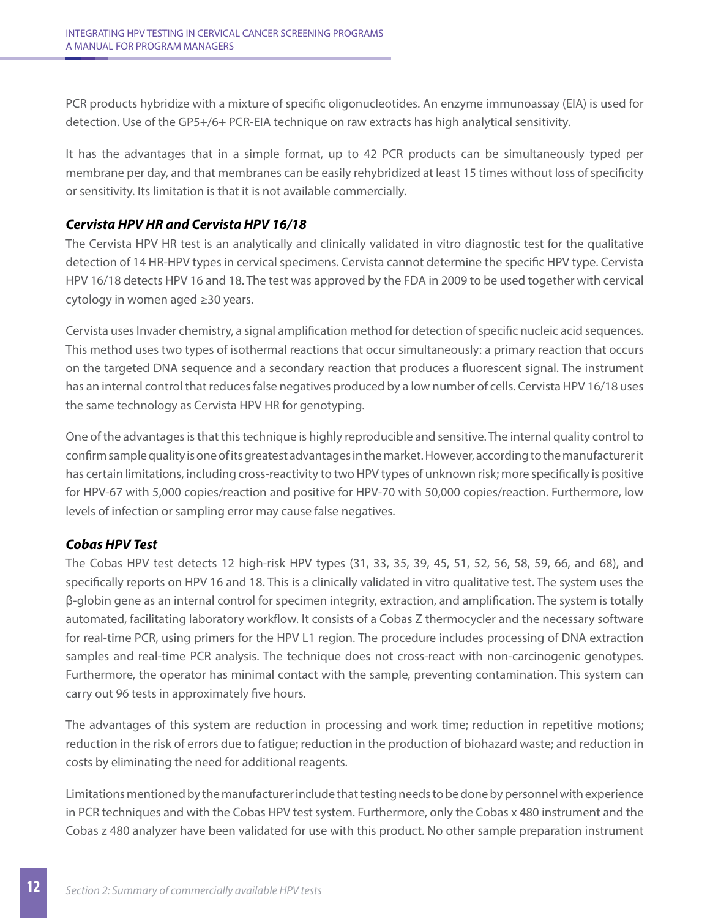PCR products hybridize with a mixture of specific oligonucleotides. An enzyme immunoassay (EIA) is used for detection. Use of the GP5+/6+ PCR-EIA technique on raw extracts has high analytical sensitivity.

It has the advantages that in a simple format, up to 42 PCR products can be simultaneously typed per membrane per day, and that membranes can be easily rehybridized at least 15 times without loss of specificity or sensitivity. Its limitation is that it is not available commercially.

### *Cervista HPV HR and Cervista HPV 16/18*

The Cervista HPV HR test is an analytically and clinically validated in vitro diagnostic test for the qualitative detection of 14 HR-HPV types in cervical specimens. Cervista cannot determine the specific HPV type. Cervista HPV 16/18 detects HPV 16 and 18. The test was approved by the FDA in 2009 to be used together with cervical cytology in women aged ≥30 years.

Cervista uses Invader chemistry, a signal amplification method for detection of specific nucleic acid sequences. This method uses two types of isothermal reactions that occur simultaneously: a primary reaction that occurs on the targeted DNA sequence and a secondary reaction that produces a fluorescent signal. The instrument has an internal control that reduces false negatives produced by a low number of cells. Cervista HPV 16/18 uses the same technology as Cervista HPV HR for genotyping.

One of the advantages is that this technique is highly reproducible and sensitive. The internal quality control to confirm sample quality is one of its greatest advantages in the market. However, according to the manufacturer it has certain limitations, including cross-reactivity to two HPV types of unknown risk; more specifically is positive for HPV-67 with 5,000 copies/reaction and positive for HPV-70 with 50,000 copies/reaction. Furthermore, low levels of infection or sampling error may cause false negatives.

### *Cobas HPV Test*

The Cobas HPV test detects 12 high-risk HPV types (31, 33, 35, 39, 45, 51, 52, 56, 58, 59, 66, and 68), and specifically reports on HPV 16 and 18. This is a clinically validated in vitro qualitative test. The system uses the β-globin gene as an internal control for specimen integrity, extraction, and amplification. The system is totally automated, facilitating laboratory workflow. It consists of a Cobas Z thermocycler and the necessary software for real-time PCR, using primers for the HPV L1 region. The procedure includes processing of DNA extraction samples and real-time PCR analysis. The technique does not cross-react with non-carcinogenic genotypes. Furthermore, the operator has minimal contact with the sample, preventing contamination. This system can carry out 96 tests in approximately five hours.

The advantages of this system are reduction in processing and work time; reduction in repetitive motions; reduction in the risk of errors due to fatigue; reduction in the production of biohazard waste; and reduction in costs by eliminating the need for additional reagents.

Limitations mentioned by the manufacturer include that testing needs to be done by personnel with experience in PCR techniques and with the Cobas HPV test system. Furthermore, only the Cobas x 480 instrument and the Cobas z 480 analyzer have been validated for use with this product. No other sample preparation instrument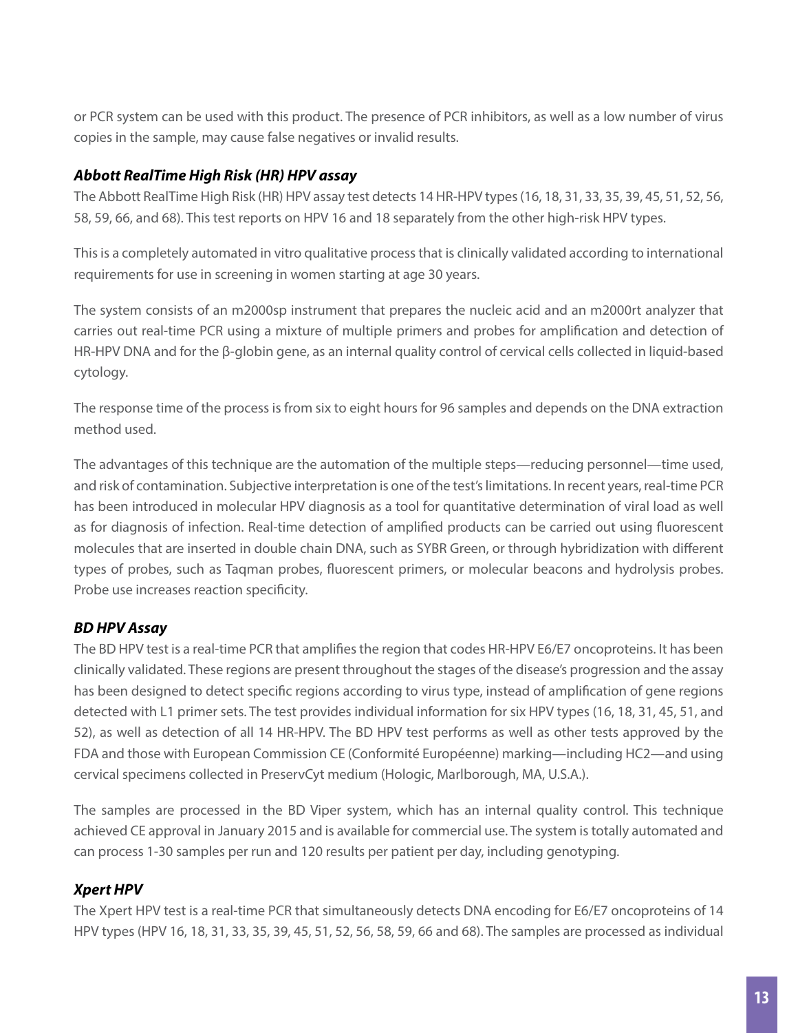or PCR system can be used with this product. The presence of PCR inhibitors, as well as a low number of virus copies in the sample, may cause false negatives or invalid results.

### *Abbott RealTime High Risk (HR) HPV assay*

The Abbott RealTime High Risk (HR) HPV assay test detects 14 HR-HPV types (16, 18, 31, 33, 35, 39, 45, 51, 52, 56, 58, 59, 66, and 68). This test reports on HPV 16 and 18 separately from the other high-risk HPV types.

This is a completely automated in vitro qualitative process that is clinically validated according to international requirements for use in screening in women starting at age 30 years.

The system consists of an m2000sp instrument that prepares the nucleic acid and an m2000rt analyzer that carries out real-time PCR using a mixture of multiple primers and probes for amplification and detection of HR-HPV DNA and for the β-globin gene, as an internal quality control of cervical cells collected in liquid-based cytology.

The response time of the process is from six to eight hours for 96 samples and depends on the DNA extraction method used.

The advantages of this technique are the automation of the multiple steps—reducing personnel—time used, and risk of contamination. Subjective interpretation is one of the test's limitations. In recent years, real-time PCR has been introduced in molecular HPV diagnosis as a tool for quantitative determination of viral load as well as for diagnosis of infection. Real-time detection of amplified products can be carried out using fluorescent molecules that are inserted in double chain DNA, such as SYBR Green, or through hybridization with different types of probes, such as Taqman probes, fluorescent primers, or molecular beacons and hydrolysis probes. Probe use increases reaction specificity.

### *BD HPV Assay*

The BD HPV test is a real-time PCR that amplifies the region that codes HR-HPV E6/E7 oncoproteins. It has been clinically validated. These regions are present throughout the stages of the disease's progression and the assay has been designed to detect specific regions according to virus type, instead of amplification of gene regions detected with L1 primer sets. The test provides individual information for six HPV types (16, 18, 31, 45, 51, and 52), as well as detection of all 14 HR-HPV. The BD HPV test performs as well as other tests approved by the FDA and those with European Commission CE (Conformité Européenne) marking—including HC2—and using cervical specimens collected in PreservCyt medium (Hologic, Marlborough, MA, U.S.A.).

The samples are processed in the BD Viper system, which has an internal quality control. This technique achieved CE approval in January 2015 and is available for commercial use. The system is totally automated and can process 1-30 samples per run and 120 results per patient per day, including genotyping.

### *Xpert HPV*

The Xpert HPV test is a real-time PCR that simultaneously detects DNA encoding for E6/E7 oncoproteins of 14 HPV types (HPV 16, 18, 31, 33, 35, 39, 45, 51, 52, 56, 58, 59, 66 and 68). The samples are processed as individual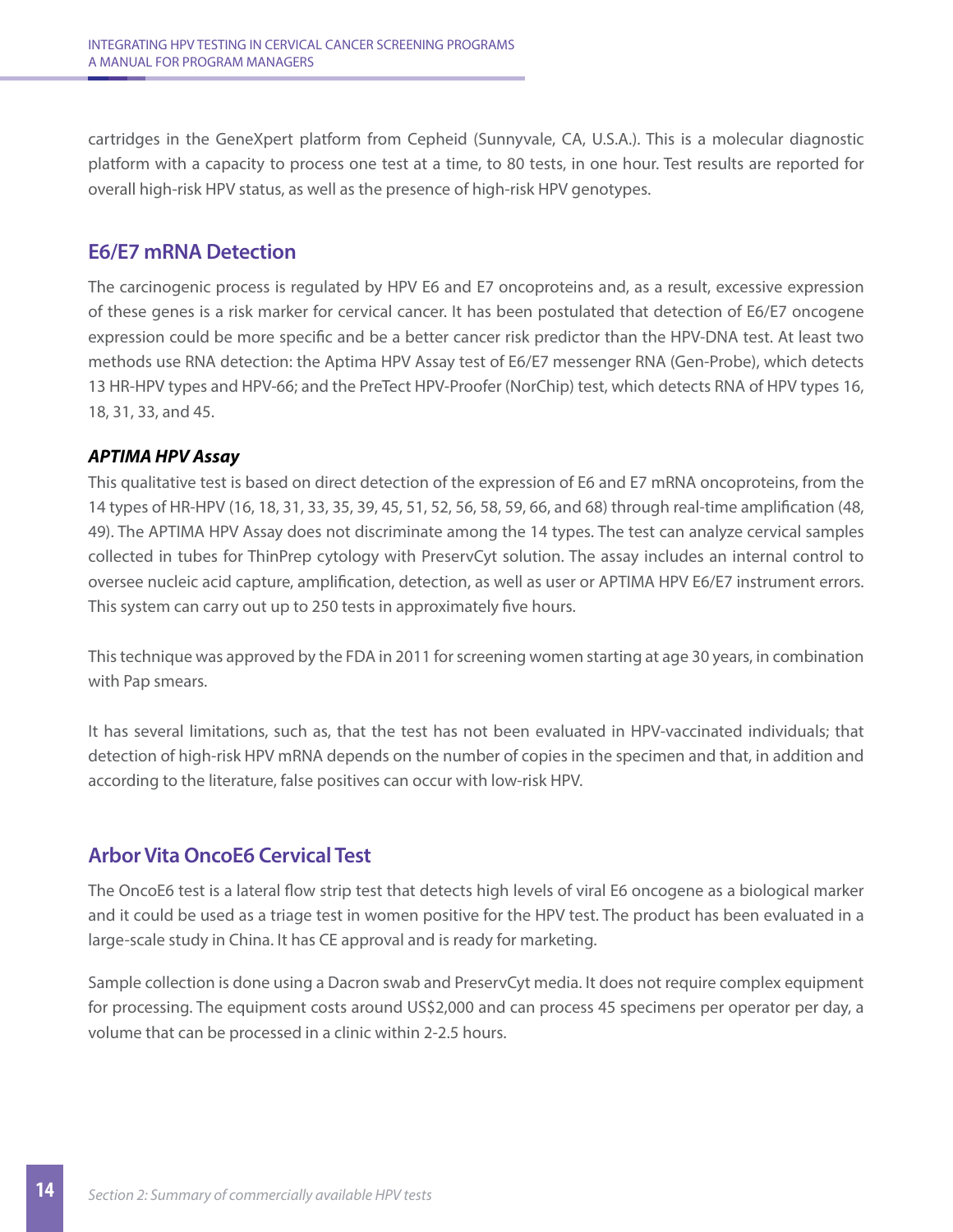cartridges in the GeneXpert platform from Cepheid (Sunnyvale, CA, U.S.A.). This is a molecular diagnostic platform with a capacity to process one test at a time, to 80 tests, in one hour. Test results are reported for overall high-risk HPV status, as well as the presence of high-risk HPV genotypes.

## E6/E7 mRNA Detection

The carcinogenic process is regulated by HPV E6 and E7 oncoproteins and, as a result, excessive expression of these genes is a risk marker for cervical cancer. It has been postulated that detection of E6/E7 oncogene expression could be more specific and be a better cancer risk predictor than the HPV-DNA test. At least two methods use RNA detection: the Aptima HPV Assay test of E6/E7 messenger RNA (Gen-Probe), which detects 13 HR-HPV types and HPV-66; and the PreTect HPV-Proofer (NorChip) test, which detects RNA of HPV types 16, 18, 31, 33, and 45.

### *APTIMA HPV Assay*

This qualitative test is based on direct detection of the expression of E6 and E7 mRNA oncoproteins, from the 14 types of HR-HPV (16, 18, 31, 33, 35, 39, 45, 51, 52, 56, 58, 59, 66, and 68) through real-time amplification (48, 49). The APTIMA HPV Assay does not discriminate among the 14 types. The test can analyze cervical samples collected in tubes for ThinPrep cytology with PreservCyt solution. The assay includes an internal control to oversee nucleic acid capture, amplification, detection, as well as user or APTIMA HPV E6/E7 instrument errors. This system can carry out up to 250 tests in approximately five hours.

This technique was approved by the FDA in 2011 for screening women starting at age 30 years, in combination with Pap smears.

It has several limitations, such as, that the test has not been evaluated in HPV-vaccinated individuals; that detection of high-risk HPV mRNA depends on the number of copies in the specimen and that, in addition and according to the literature, false positives can occur with low-risk HPV.

## Arbor Vita OncoE6 Cervical Test

The OncoE6 test is a lateral flow strip test that detects high levels of viral E6 oncogene as a biological marker and it could be used as a triage test in women positive for the HPV test. The product has been evaluated in a large-scale study in China. It has CE approval and is ready for marketing.

Sample collection is done using a Dacron swab and PreservCyt media. It does not require complex equipment for processing. The equipment costs around US$2,000 and can process 45 specimens per operator per day, a volume that can be processed in a clinic within 2-2.5 hours.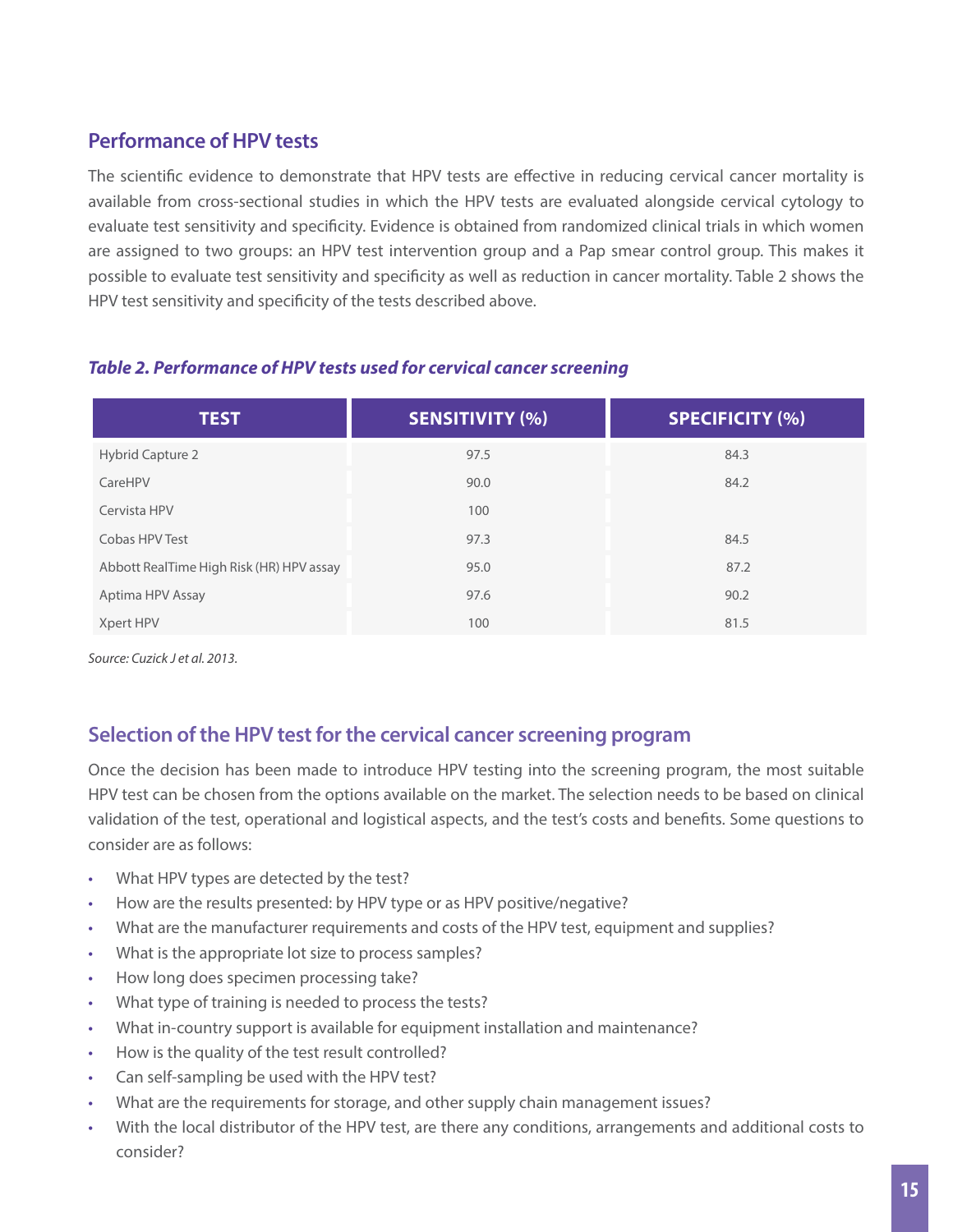## Performance of HPV tests

The scientific evidence to demonstrate that HPV tests are effective in reducing cervical cancer mortality is available from cross-sectional studies in which the HPV tests are evaluated alongside cervical cytology to evaluate test sensitivity and specificity. Evidence is obtained from randomized clinical trials in which women are assigned to two groups: an HPV test intervention group and a Pap smear control group. This makes it possible to evaluate test sensitivity and specificity as well as reduction in cancer mortality. Table 2 shows the HPV test sensitivity and specificity of the tests described above.

***Table 2. Performance of HPV tests used for cervical cancer screening***

| TEST | SENSITIVITY (%) | SPECIFICITY (%) |
|---|---|---|
| Hybrid Capture 2 | 97.5 | 84.3 |
| CareHPV | 90.0 | 84.2 |
| Cervista HPV | 100 | |
| Cobas HPV Test | 97.3 | 84.5 |
| Abbott RealTime High Risk (HR) HPV assay | 95.0 | 87.2 |
| Aptima HPV Assay | 97.6 | 90.2 |
| Xpert HPV | 100 | 81.5 |

*Source: Cuzick J et al. 2013.*

## Selection of the HPV test for the cervical cancer screening program

Once the decision has been made to introduce HPV testing into the screening program, the most suitable HPV test can be chosen from the options available on the market. The selection needs to be based on clinical validation of the test, operational and logistical aspects, and the test's costs and benefits. Some questions to consider are as follows:

- What HPV types are detected by the test?
- How are the results presented: by HPV type or as HPV positive/negative?
- What are the manufacturer requirements and costs of the HPV test, equipment and supplies?
- What is the appropriate lot size to process samples?
- How long does specimen processing take?
- What type of training is needed to process the tests?
- What in-country support is available for equipment installation and maintenance?
- How is the quality of the test result controlled?
- Can self-sampling be used with the HPV test?
- What are the requirements for storage, and other supply chain management issues?
- With the local distributor of the HPV test, are there any conditions, arrangements and additional costs to consider?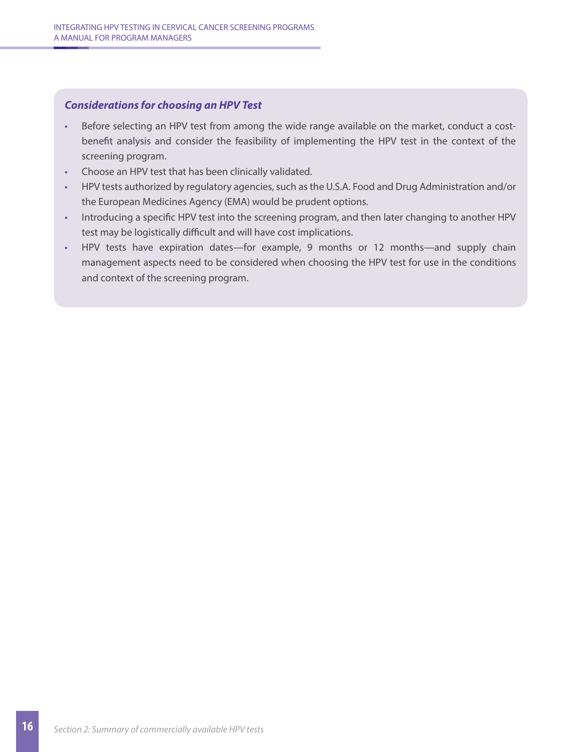### *Considerations for choosing an HPV Test*

- Before selecting an HPV test from among the wide range available on the market, conduct a cost-benefit analysis and consider the feasibility of implementing the HPV test in the context of the screening program.
- Choose an HPV test that has been clinically validated.
- HPV tests authorized by regulatory agencies, such as the U.S.A. Food and Drug Administration and/or the European Medicines Agency (EMA) would be prudent options.
- Introducing a specific HPV test into the screening program, and then later changing to another HPV test may be logistically difficult and will have cost implications.
- HPV tests have expiration dates—for example, 9 months or 12 months—and supply chain management aspects need to be considered when choosing the HPV test for use in the conditions and context of the screening program.